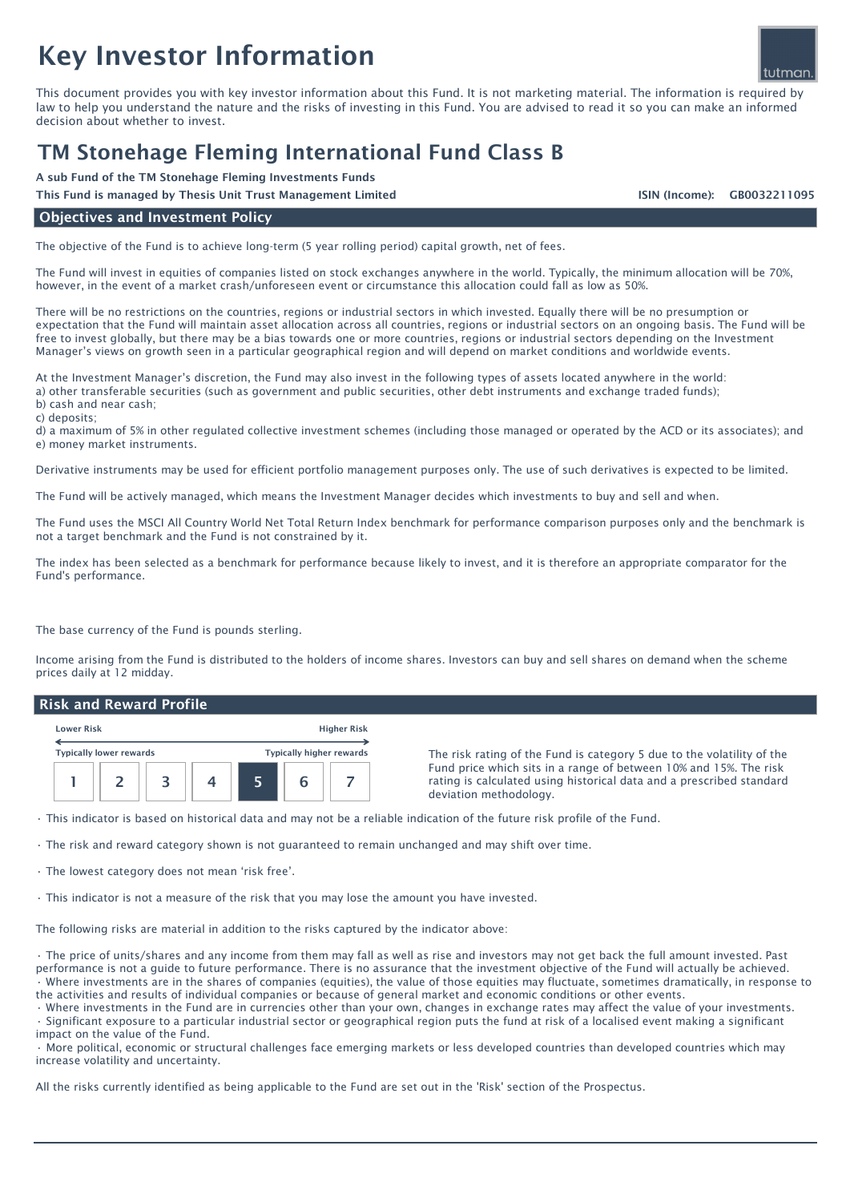# Key Investor Information

This document provides you with key investor information about this Fund. It is not marketing material. The information is required by law to help you understand the nature and the risks of investing in this Fund. You are advised to read it so you can make an informed decision about whether to invest.

## TM Stonehage Fleming International Fund Class B

**A sub Fund of the TM Stonehage Fleming Investments Funds**

**This Fund is managed by Thesis Unit Trust Management Limited**

**ISIN (Income): GB0032211095**

### Objectives and Investment Policy

The objective of the Fund is to achieve long-term (5 year rolling period) capital growth, net of fees.

The Fund will invest in equities of companies listed on stock exchanges anywhere in the world. Typically, the minimum allocation will be 70%, however, in the event of a market crash/unforeseen event or circumstance this allocation could fall as low as 50%.

There will be no restrictions on the countries, regions or industrial sectors in which invested. Equally there will be no presumption or expectation that the Fund will maintain asset allocation across all countries, regions or industrial sectors on an ongoing basis. The Fund will be free to invest globally, but there may be a bias towards one or more countries, regions or industrial sectors depending on the Investment Manager's views on growth seen in a particular geographical region and will depend on market conditions and worldwide events.

At the Investment Manager's discretion, the Fund may also invest in the following types of assets located anywhere in the world:
a) other transferable securities (such as government and public securities, other debt instruments and exchange traded funds);
b) cash and near cash;
c) deposits;
d) a maximum of 5% in other regulated collective investment schemes (including those managed or operated by the ACD or its associates); and
e) money market instruments.

Derivative instruments may be used for efficient portfolio management purposes only. The use of such derivatives is expected to be limited.

The Fund will be actively managed, which means the Investment Manager decides which investments to buy and sell and when.

The Fund uses the MSCI All Country World Net Total Return Index benchmark for performance comparison purposes only and the benchmark is not a target benchmark and the Fund is not constrained by it.

The index has been selected as a benchmark for performance because likely to invest, and it is therefore an appropriate comparator for the Fund's performance.

The base currency of the Fund is pounds sterling.

Income arising from the Fund is distributed to the holders of income shares. Investors can buy and sell shares on demand when the scheme prices daily at 12 midday.

### Risk and Reward Profile

Lower Risk — Higher Risk

Typically lower rewards — Typically higher rewards

1 2 3 4 **5** 6 7

The risk rating of the Fund is category 5 due to the volatility of the Fund price which sits in a range of between 10% and 15%. The risk rating is calculated using historical data and a prescribed standard deviation methodology.

- This indicator is based on historical data and may not be a reliable indication of the future risk profile of the Fund.
- The risk and reward category shown is not guaranteed to remain unchanged and may shift over time.
- The lowest category does not mean 'risk free'.
- This indicator is not a measure of the risk that you may lose the amount you have invested.

The following risks are material in addition to the risks captured by the indicator above:

- The price of units/shares and any income from them may fall as well as rise and investors may not get back the full amount invested. Past performance is not a guide to future performance. There is no assurance that the investment objective of the Fund will actually be achieved.
- Where investments are in the shares of companies (equities), the value of those equities may fluctuate, sometimes dramatically, in response to the activities and results of individual companies or because of general market and economic conditions or other events.
- Where investments in the Fund are in currencies other than your own, changes in exchange rates may affect the value of your investments.
- Significant exposure to a particular industrial sector or geographical region puts the fund at risk of a localised event making a significant impact on the value of the Fund.
- More political, economic or structural challenges face emerging markets or less developed countries than developed countries which may increase volatility and uncertainty.

All the risks currently identified as being applicable to the Fund are set out in the 'Risk' section of the Prospectus.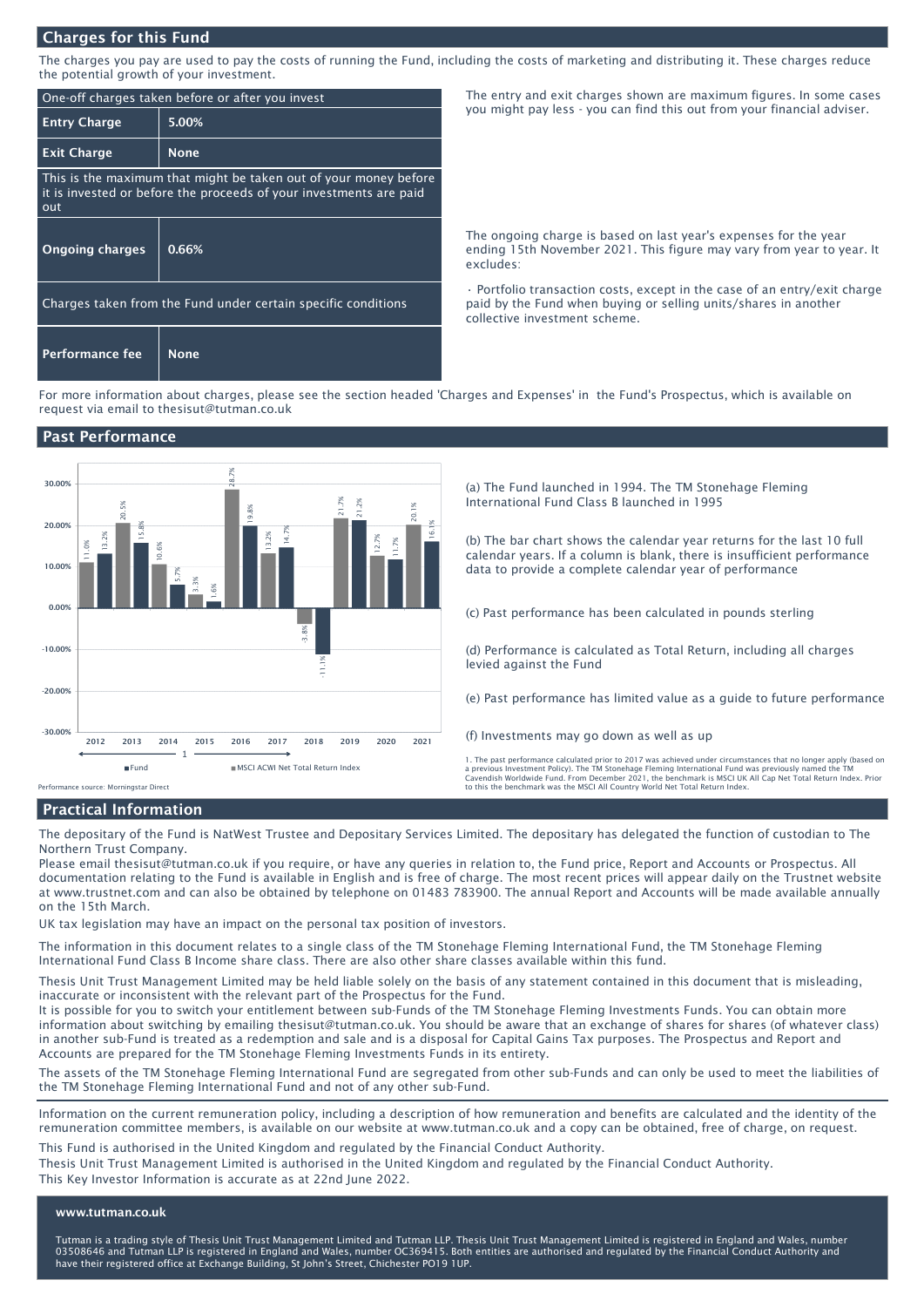## Charges for this Fund

The charges you pay are used to pay the costs of running the Fund, including the costs of marketing and distributing it. These charges reduce the potential growth of your investment.

| One-off charges taken before or after you invest | |
|---|---|
| **Entry Charge** | **5.00%** |
| **Exit Charge** | **None** |
| This is the maximum that might be taken out of your money before it is invested or before the proceeds of your investments are paid out | |
| **Ongoing charges** | **0.66%** |
| Charges taken from the Fund under certain specific conditions | |
| **Performance fee** | **None** |

The entry and exit charges shown are maximum figures. In some cases you might pay less - you can find this out from your financial adviser.

The ongoing charge is based on last year's expenses for the year ending 15th November 2021. This figure may vary from year to year. It excludes:

- Portfolio transaction costs, except in the case of an entry/exit charge paid by the Fund when buying or selling units/shares in another collective investment scheme.

For more information about charges, please see the section headed 'Charges and Expenses' in the Fund's Prospectus, which is available on request via email to thesisut@tutman.co.uk

## Past Performance

30.00%
20.00%
10.00%
0.00%
-10.00%
-20.00%
-30.00%

11.0% 13.2% 20.5% 15.8% 10.6% 5.7% 3.3% 1.6% 28.7% 19.8% 13.2% 14.7% -3.8% -11.1% 21.7% 21.2% 12.7% 11.7% 20.1% 16.1%

2012 2013 2014 2015 2016 2017 2018 2019 2020 2021

1

Fund    MSCI ACWI Net Total Return Index

Performance source: Morningstar Direct

(a) The Fund launched in 1994. The TM Stonehage Fleming International Fund Class B launched in 1995

(b) The bar chart shows the calendar year returns for the last 10 full calendar years. If a column is blank, there is insufficient performance data to provide a complete calendar year of performance

(c) Past performance has been calculated in pounds sterling

(d) Performance is calculated as Total Return, including all charges levied against the Fund

(e) Past performance has limited value as a guide to future performance

(f) Investments may go down as well as up

1. The past performance calculated prior to 2017 was achieved under circumstances that no longer apply (based on a previous Investment Policy). The TM Stonehage Fleming International Fund was previously named the TM Cavendish Worldwide Fund. From December 2021, the benchmark is MSCI UK All Cap Net Total Return Index. Prior to this the benchmark was the MSCI All Country World Net Total Return Index.

## Practical Information

The depositary of the Fund is NatWest Trustee and Depositary Services Limited. The depositary has delegated the function of custodian to The Northern Trust Company.

Please email thesisut@tutman.co.uk if you require, or have any queries in relation to, the Fund price, Report and Accounts or Prospectus. All documentation relating to the Fund is available in English and is free of charge. The most recent prices will appear daily on the Trustnet website at www.trustnet.com and can also be obtained by telephone on 01483 783900. The annual Report and Accounts will be made available annually on the 15th March.

UK tax legislation may have an impact on the personal tax position of investors.

The information in this document relates to a single class of the TM Stonehage Fleming International Fund, the TM Stonehage Fleming International Fund Class B Income share class. There are also other share classes available within this fund.

Thesis Unit Trust Management Limited may be held liable solely on the basis of any statement contained in this document that is misleading, inaccurate or inconsistent with the relevant part of the Prospectus for the Fund.

It is possible for you to switch your entitlement between sub-Funds of the TM Stonehage Fleming Investments Funds. You can obtain more information about switching by emailing thesisut@tutman.co.uk. You should be aware that an exchange of shares for shares (of whatever class) in another sub-Fund is treated as a redemption and sale and is a disposal for Capital Gains Tax purposes. The Prospectus and Report and Accounts are prepared for the TM Stonehage Fleming Investments Funds in its entirety.

The assets of the TM Stonehage Fleming International Fund are segregated from other sub-Funds and can only be used to meet the liabilities of the TM Stonehage Fleming International Fund and not of any other sub-Fund.

Information on the current remuneration policy, including a description of how remuneration and benefits are calculated and the identity of the remuneration committee members, is available on our website at www.tutman.co.uk and a copy can be obtained, free of charge, on request.

This Fund is authorised in the United Kingdom and regulated by the Financial Conduct Authority.

Thesis Unit Trust Management Limited is authorised in the United Kingdom and regulated by the Financial Conduct Authority.

This Key Investor Information is accurate as at 22nd June 2022.

**www.tutman.co.uk**

Tutman is a trading style of Thesis Unit Trust Management Limited and Tutman LLP. Thesis Unit Trust Management Limited is registered in England and Wales, number 03508646 and Tutman LLP is registered in England and Wales, number OC369415. Both entities are authorised and regulated by the Financial Conduct Authority and have their registered office at Exchange Building, St John's Street, Chichester PO19 1UP.